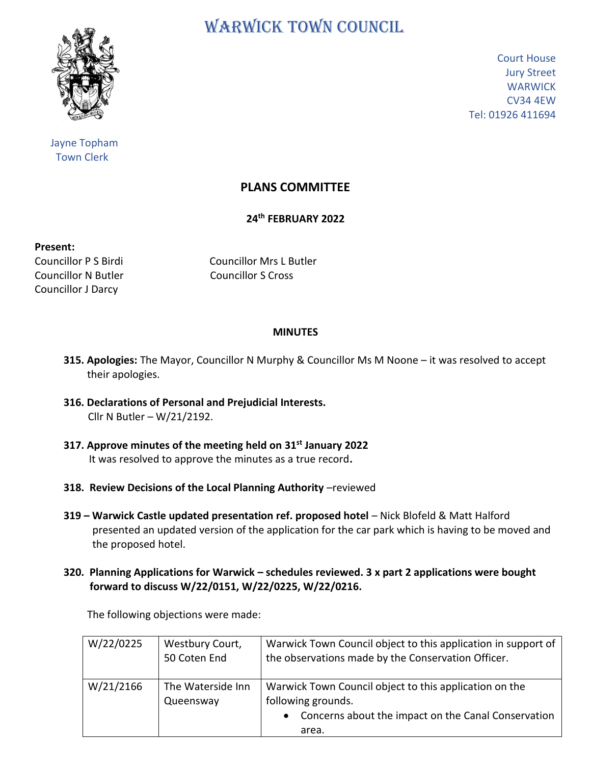# WARWICK TOWN COUNCIL

Court House
Jury Street
WARWICK
CV34 4EW
Tel: 01926 411694

Jayne Topham
Town Clerk

## PLANS COMMITTEE

**24th FEBRUARY 2022**

**Present:**

Councillor P S Birdi
Councillor Mrs L Butler
Councillor N Butler
Councillor S Cross
Councillor J Darcy

**MINUTES**

**315. Apologies:** The Mayor, Councillor N Murphy & Councillor Ms M Noone – it was resolved to accept their apologies.

**316. Declarations of Personal and Prejudicial Interests.**
Cllr N Butler – W/21/2192.

**317. Approve minutes of the meeting held on 31st January 2022**
It was resolved to approve the minutes as a true record**.**

**318. Review Decisions of the Local Planning Authority** –reviewed

**319 – Warwick Castle updated presentation ref. proposed hotel** – Nick Blofeld & Matt Halford presented an updated version of the application for the car park which is having to be moved and the proposed hotel.

**320. Planning Applications for Warwick – schedules reviewed. 3 x part 2 applications were bought forward to discuss W/22/0151, W/22/0225, W/22/0216.**

The following objections were made:

| | | |
|---|---|---|
| W/22/0225 | Westbury Court, 50 Coten End | Warwick Town Council object to this application in support of the observations made by the Conservation Officer. |
| W/21/2166 | The Waterside Inn Queensway | Warwick Town Council object to this application on the following grounds.<br>• Concerns about the impact on the Canal Conservation area. |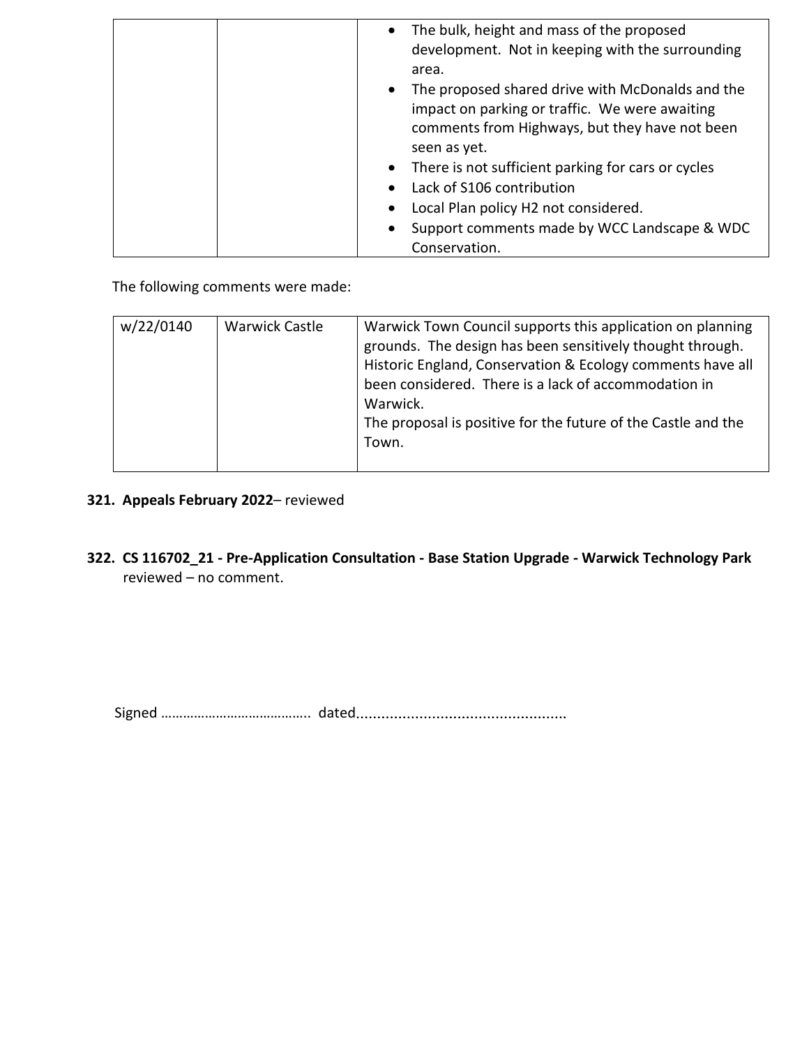| | | |
|---|---|---|
| | | • The bulk, height and mass of the proposed development. Not in keeping with the surrounding area.<br>• The proposed shared drive with McDonalds and the impact on parking or traffic. We were awaiting comments from Highways, but they have not been seen as yet.<br>• There is not sufficient parking for cars or cycles<br>• Lack of S106 contribution<br>• Local Plan policy H2 not considered.<br>• Support comments made by WCC Landscape & WDC Conservation. |

The following comments were made:

| | | |
|---|---|---|
| w/22/0140 | Warwick Castle | Warwick Town Council supports this application on planning grounds. The design has been sensitively thought through. Historic England, Conservation & Ecology comments have all been considered. There is a lack of accommodation in Warwick.<br>The proposal is positive for the future of the Castle and the Town. |

**321. Appeals February 2022**– reviewed

**322. CS 116702_21 - Pre-Application Consultation - Base Station Upgrade - Warwick Technology Park** reviewed – no comment.

Signed ………………………………… dated..................................................